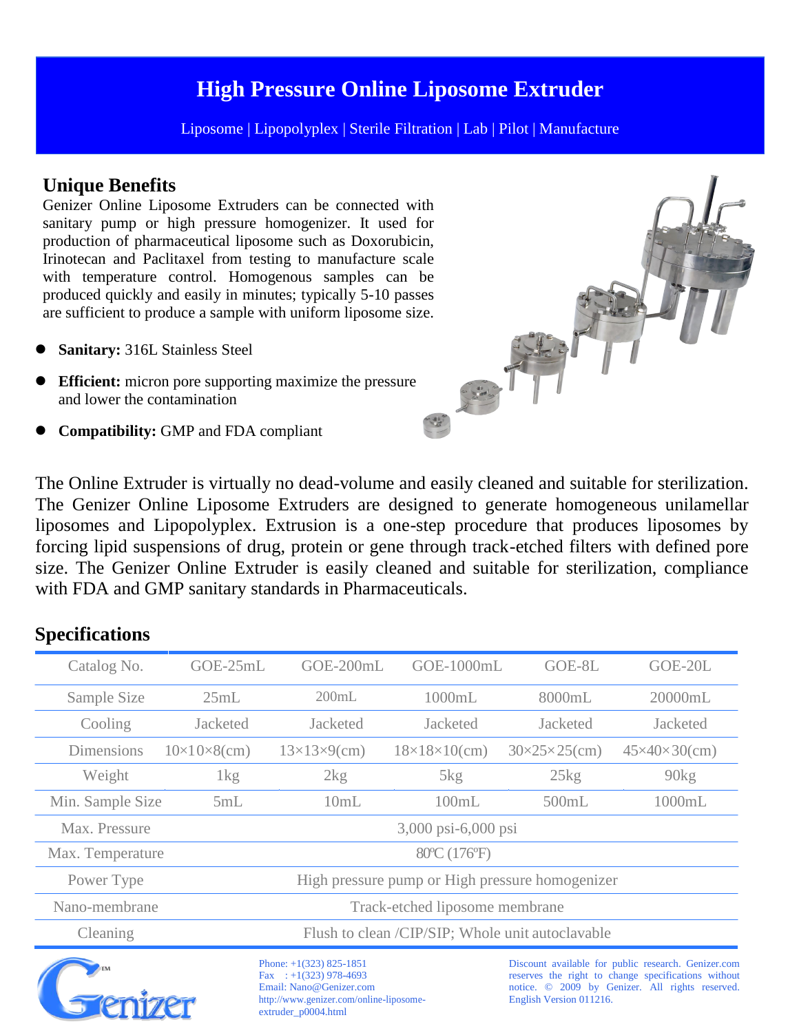# High Pressure Online Liposome Extruder

Liposome | Lipopolyplex | Sterile Filtration | Lab | Pilot | Manufacture

## Unique Benefits

Genizer Online Liposome Extruders can be connected with sanitary pump or high pressure homogenizer. It used for production of pharmaceutical liposome such as Doxorubicin, Irinotecan and Paclitaxel from testing to manufacture scale with temperature control. Homogenous samples can be produced quickly and easily in minutes; typically 5-10 passes are sufficient to produce a sample with uniform liposome size.

- **Sanitary:** 316L Stainless Steel
- **Efficient:** micron pore supporting maximize the pressure and lower the contamination
- **Compatibility:** GMP and FDA compliant

The Online Extruder is virtually no dead-volume and easily cleaned and suitable for sterilization. The Genizer Online Liposome Extruders are designed to generate homogeneous unilamellar liposomes and Lipopolyplex. Extrusion is a one-step procedure that produces liposomes by forcing lipid suspensions of drug, protein or gene through track-etched filters with defined pore size. The Genizer Online Extruder is easily cleaned and suitable for sterilization, compliance with FDA and GMP sanitary standards in Pharmaceuticals.

## Specifications

| Catalog No. | GOE-25mL | GOE-200mL | GOE-1000mL | GOE-8L | GOE-20L |
|---|---|---|---|---|---|
| Sample Size | 25mL | 200mL | 1000mL | 8000mL | 20000mL |
| Cooling | Jacketed | Jacketed | Jacketed | Jacketed | Jacketed |
| Dimensions | 10×10×8(cm) | 13×13×9(cm) | 18×18×10(cm) | 30×25×25(cm) | 45×40×30(cm) |
| Weight | 1kg | 2kg | 5kg | 25kg | 90kg |
| Min. Sample Size | 5mL | 10mL | 100mL | 500mL | 1000mL |
| Max. Pressure | 3,000 psi-6,000 psi | | | | |
| Max. Temperature | 80ºC (176ºF) | | | | |
| Power Type | High pressure pump or High pressure homogenizer | | | | |
| Nano-membrane | Track-etched liposome membrane | | | | |
| Cleaning | Flush to clean /CIP/SIP; Whole unit autoclavable | | | | |

Genizer™

Phone: +1(323) 825-1851
Fax : +1(323) 978-4693
Email: Nano@Genizer.com
http://www.genizer.com/online-liposome-extruder_p0004.html

Discount available for public research. Genizer.com reserves the right to change specifications without notice. © 2009 by Genizer. All rights reserved. English Version 011216.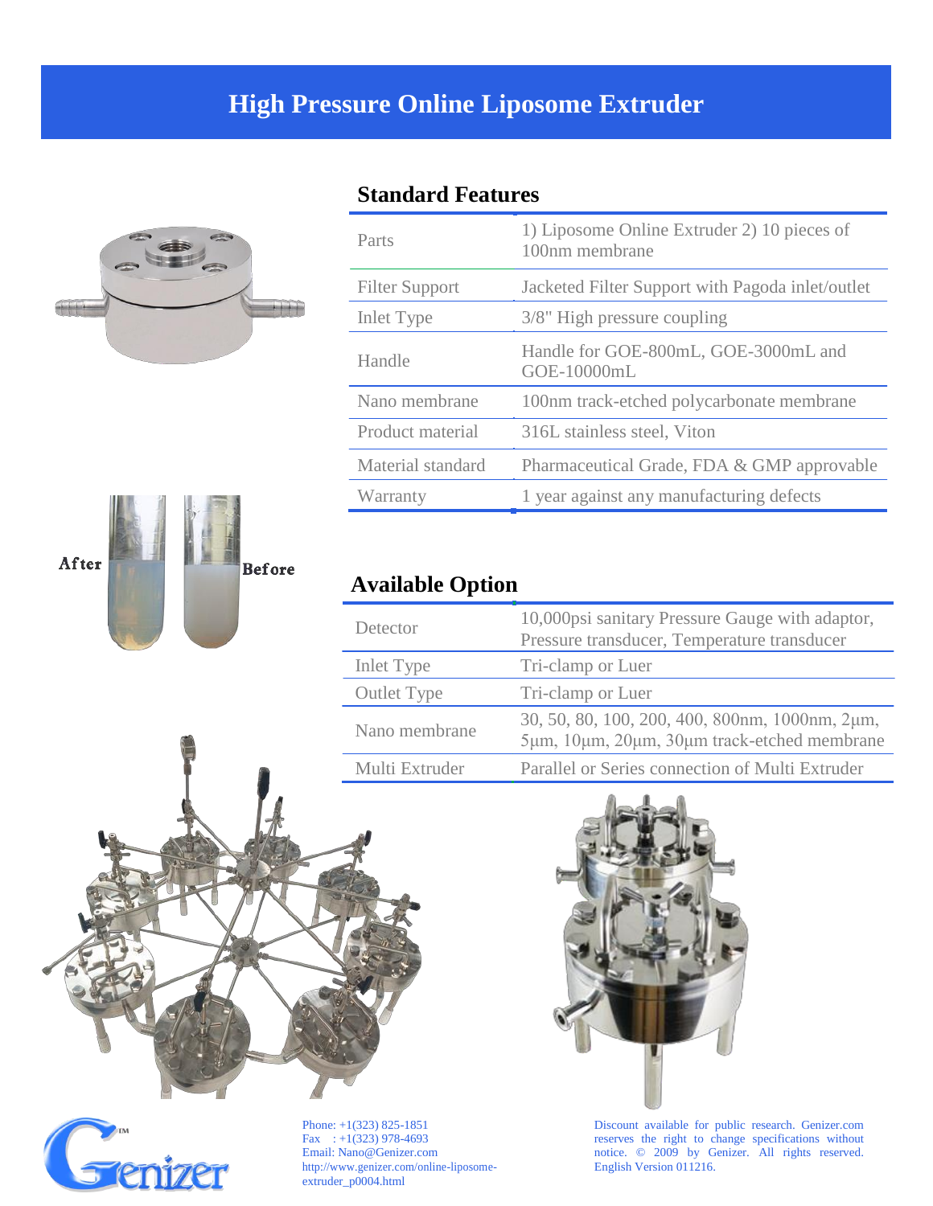# High Pressure Online Liposome Extruder

After

Before

## Standard Features

| | |
|---|---|
| Parts | 1) Liposome Online Extruder 2) 10 pieces of 100nm membrane |
| Filter Support | Jacketed Filter Support with Pagoda inlet/outlet |
| Inlet Type | 3/8" High pressure coupling |
| Handle | Handle for GOE-800mL, GOE-3000mL and GOE-10000mL |
| Nano membrane | 100nm track-etched polycarbonate membrane |
| Product material | 316L stainless steel, Viton |
| Material standard | Pharmaceutical Grade, FDA & GMP approvable |
| Warranty | 1 year against any manufacturing defects |

## Available Option

| | |
|---|---|
| Detector | 10,000psi sanitary Pressure Gauge with adaptor, Pressure transducer, Temperature transducer |
| Inlet Type | Tri-clamp or Luer |
| Outlet Type | Tri-clamp or Luer |
| Nano membrane | 30, 50, 80, 100, 200, 400, 800nm, 1000nm, 2μm, 5μm, 10μm, 20μm, 30μm track-etched membrane |
| Multi Extruder | Parallel or Series connection of Multi Extruder |

Genizer™

Phone: +1(323) 825-1851
Fax : +1(323) 978-4693
Email: Nano@Genizer.com
http://www.genizer.com/online-liposome-extruder_p0004.html

Discount available for public research. Genizer.com reserves the right to change specifications without notice. © 2009 by Genizer. All rights reserved. English Version 011216.